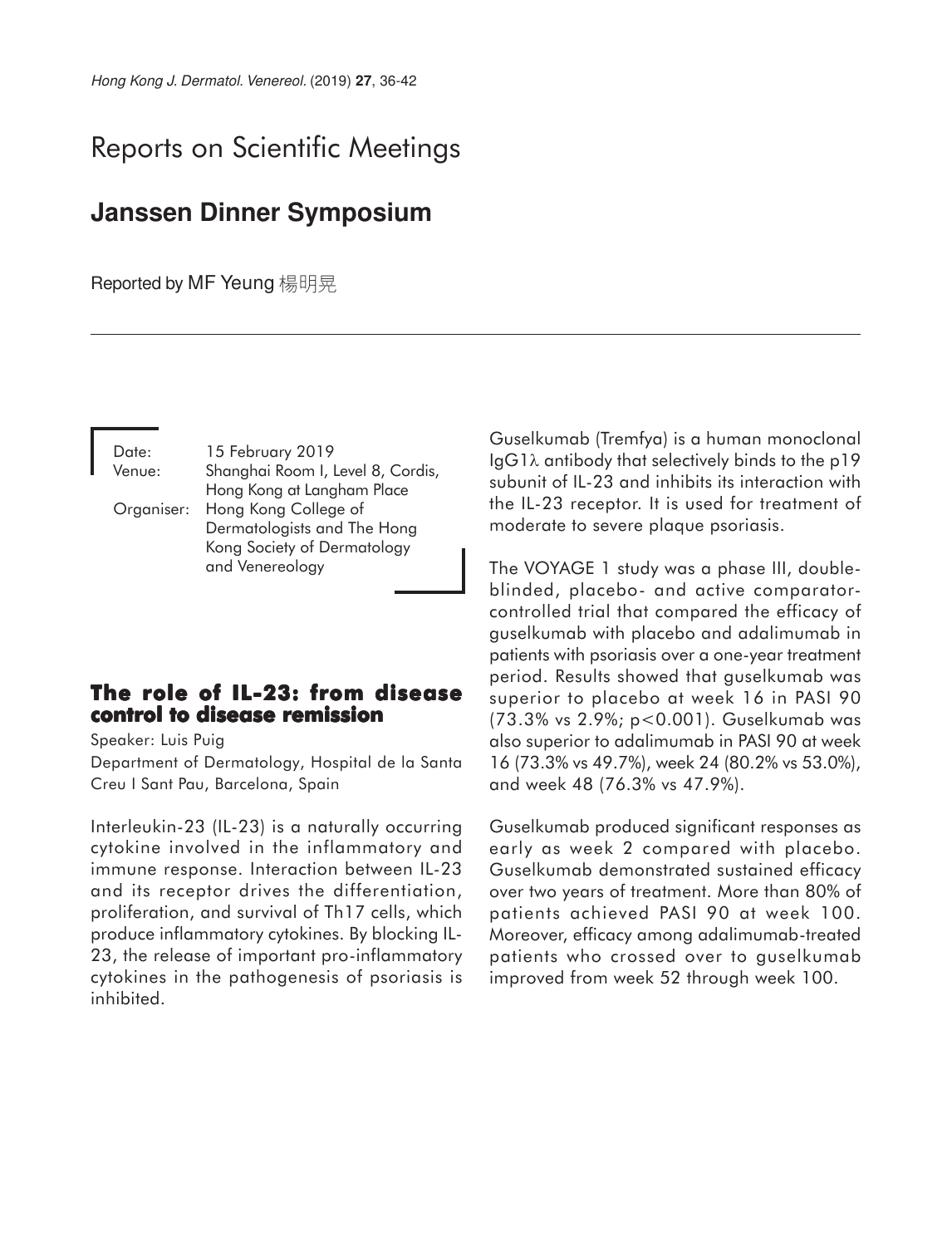# Reports on Scientific Meetings

## Janssen Dinner Symposium

Reported by MF Yeung 楊明晃

Date: 15 February 2019
Venue: Shanghai Room I, Level 8, Cordis, Hong Kong at Langham Place
Organiser: Hong Kong College of Dermatologists and The Hong Kong Society of Dermatology and Venereology

### The role of IL-23: from disease control to disease remission

Speaker: Luis Puig
Department of Dermatology, Hospital de la Santa Creu I Sant Pau, Barcelona, Spain

Interleukin-23 (IL-23) is a naturally occurring cytokine involved in the inflammatory and immune response. Interaction between IL-23 and its receptor drives the differentiation, proliferation, and survival of Th17 cells, which produce inflammatory cytokines. By blocking IL-23, the release of important pro-inflammatory cytokines in the pathogenesis of psoriasis is inhibited.

Guselkumab (Tremfya) is a human monoclonal IgG1λ antibody that selectively binds to the p19 subunit of IL-23 and inhibits its interaction with the IL-23 receptor. It is used for treatment of moderate to severe plaque psoriasis.

The VOYAGE 1 study was a phase III, double-blinded, placebo- and active comparator-controlled trial that compared the efficacy of guselkumab with placebo and adalimumab in patients with psoriasis over a one-year treatment period. Results showed that guselkumab was superior to placebo at week 16 in PASI 90 (73.3% vs 2.9%; $p<0.001$). Guselkumab was also superior to adalimumab in PASI 90 at week 16 (73.3% vs 49.7%), week 24 (80.2% vs 53.0%), and week 48 (76.3% vs 47.9%).

Guselkumab produced significant responses as early as week 2 compared with placebo. Guselkumab demonstrated sustained efficacy over two years of treatment. More than 80% of patients achieved PASI 90 at week 100. Moreover, efficacy among adalimumab-treated patients who crossed over to guselkumab improved from week 52 through week 100.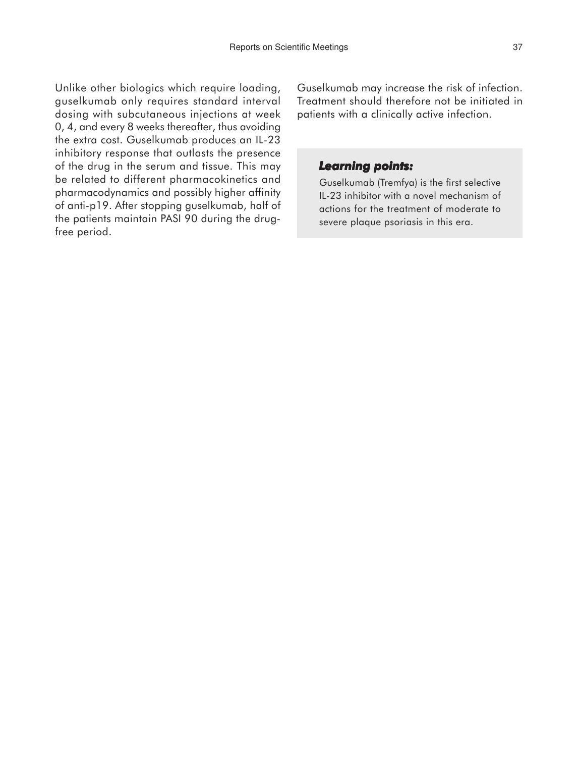Unlike other biologics which require loading, guselkumab only requires standard interval dosing with subcutaneous injections at week 0, 4, and every 8 weeks thereafter, thus avoiding the extra cost. Guselkumab produces an IL-23 inhibitory response that outlasts the presence of the drug in the serum and tissue. This may be related to different pharmacokinetics and pharmacodynamics and possibly higher affinity of anti-p19. After stopping guselkumab, half of the patients maintain PASI 90 during the drug-free period.

Guselkumab may increase the risk of infection. Treatment should therefore not be initiated in patients with a clinically active infection.

***Learning points:***

Guselkumab (Tremfya) is the first selective IL-23 inhibitor with a novel mechanism of actions for the treatment of moderate to severe plaque psoriasis in this era.